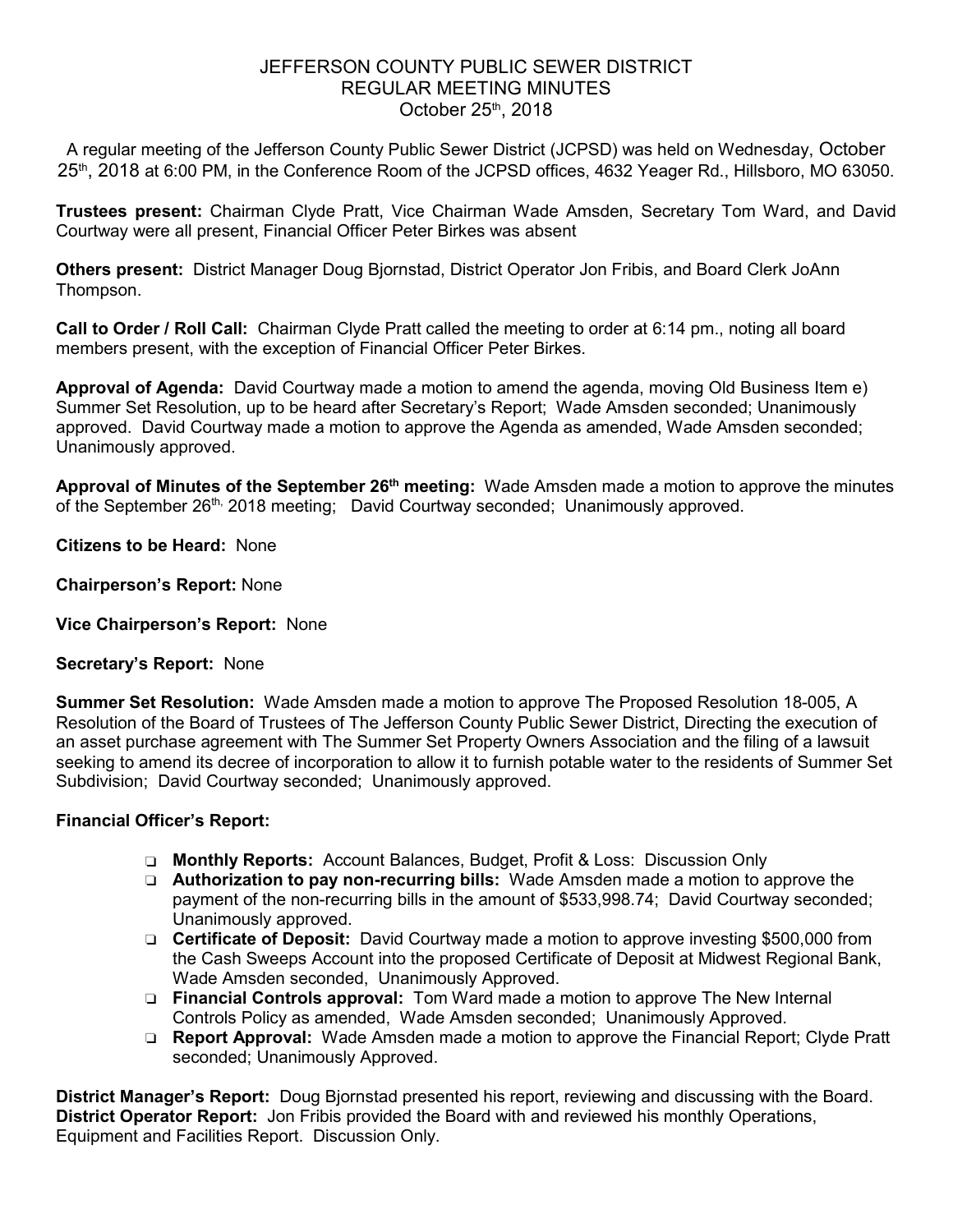# JEFFERSON COUNTY PUBLIC SEWER DISTRICT
## REGULAR MEETING MINUTES
### October 25th, 2018

A regular meeting of the Jefferson County Public Sewer District (JCPSD) was held on Wednesday, October 25th, 2018 at 6:00 PM, in the Conference Room of the JCPSD offices, 4632 Yeager Rd., Hillsboro, MO 63050.

**Trustees present:** Chairman Clyde Pratt, Vice Chairman Wade Amsden, Secretary Tom Ward, and David Courtway were all present, Financial Officer Peter Birkes was absent

**Others present:** District Manager Doug Bjornstad, District Operator Jon Fribis, and Board Clerk JoAnn Thompson.

**Call to Order / Roll Call:** Chairman Clyde Pratt called the meeting to order at 6:14 pm., noting all board members present, with the exception of Financial Officer Peter Birkes.

**Approval of Agenda:** David Courtway made a motion to amend the agenda, moving Old Business Item e) Summer Set Resolution, up to be heard after Secretary's Report; Wade Amsden seconded; Unanimously approved. David Courtway made a motion to approve the Agenda as amended, Wade Amsden seconded; Unanimously approved.

**Approval of Minutes of the September 26th meeting:** Wade Amsden made a motion to approve the minutes of the September 26th, 2018 meeting; David Courtway seconded; Unanimously approved.

**Citizens to be Heard:** None

**Chairperson's Report:** None

**Vice Chairperson's Report:** None

**Secretary's Report:** None

**Summer Set Resolution:** Wade Amsden made a motion to approve The Proposed Resolution 18-005, A Resolution of the Board of Trustees of The Jefferson County Public Sewer District, Directing the execution of an asset purchase agreement with The Summer Set Property Owners Association and the filing of a lawsuit seeking to amend its decree of incorporation to allow it to furnish potable water to the residents of Summer Set Subdivision; David Courtway seconded; Unanimously approved.

**Financial Officer's Report:**

- **Monthly Reports:** Account Balances, Budget, Profit & Loss: Discussion Only
- **Authorization to pay non-recurring bills:** Wade Amsden made a motion to approve the payment of the non-recurring bills in the amount of $533,998.74; David Courtway seconded; Unanimously approved.
- **Certificate of Deposit:** David Courtway made a motion to approve investing $500,000 from the Cash Sweeps Account into the proposed Certificate of Deposit at Midwest Regional Bank, Wade Amsden seconded, Unanimously Approved.
- **Financial Controls approval:** Tom Ward made a motion to approve The New Internal Controls Policy as amended, Wade Amsden seconded; Unanimously Approved.
- **Report Approval:** Wade Amsden made a motion to approve the Financial Report; Clyde Pratt seconded; Unanimously Approved.

**District Manager's Report:** Doug Bjornstad presented his report, reviewing and discussing with the Board.
**District Operator Report:** Jon Fribis provided the Board with and reviewed his monthly Operations, Equipment and Facilities Report. Discussion Only.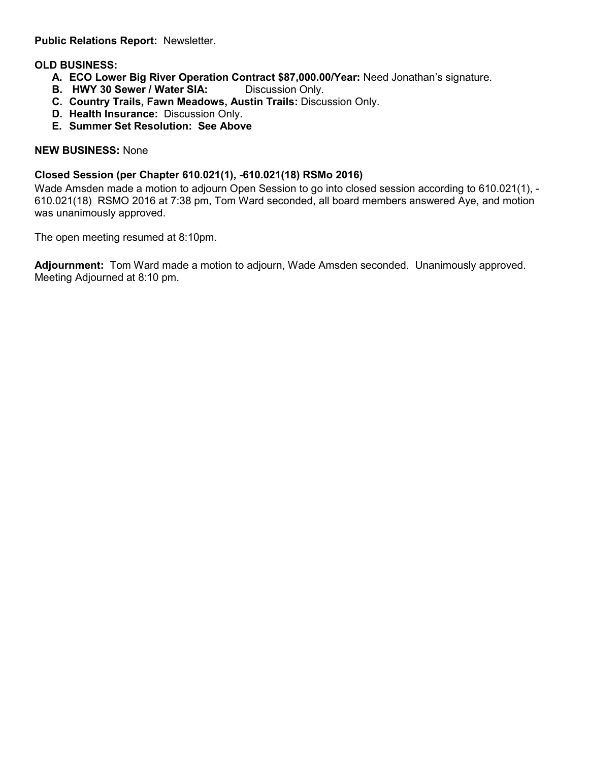**Public Relations Report:** Newsletter.

**OLD BUSINESS:**

- **A. ECO Lower Big River Operation Contract $87,000.00/Year:** Need Jonathan's signature.
- **B. HWY 30 Sewer / Water SIA:** Discussion Only.
- **C. Country Trails, Fawn Meadows, Austin Trails:** Discussion Only.
- **D. Health Insurance:** Discussion Only.
- **E. Summer Set Resolution: See Above**

**NEW BUSINESS:** None

**Closed Session (per Chapter 610.021(1), -610.021(18) RSMo 2016)**

Wade Amsden made a motion to adjourn Open Session to go into closed session according to 610.021(1), -610.021(18) RSMO 2016 at 7:38 pm, Tom Ward seconded, all board members answered Aye, and motion was unanimously approved.

The open meeting resumed at 8:10pm.

**Adjournment:** Tom Ward made a motion to adjourn, Wade Amsden seconded. Unanimously approved. Meeting Adjourned at 8:10 pm.